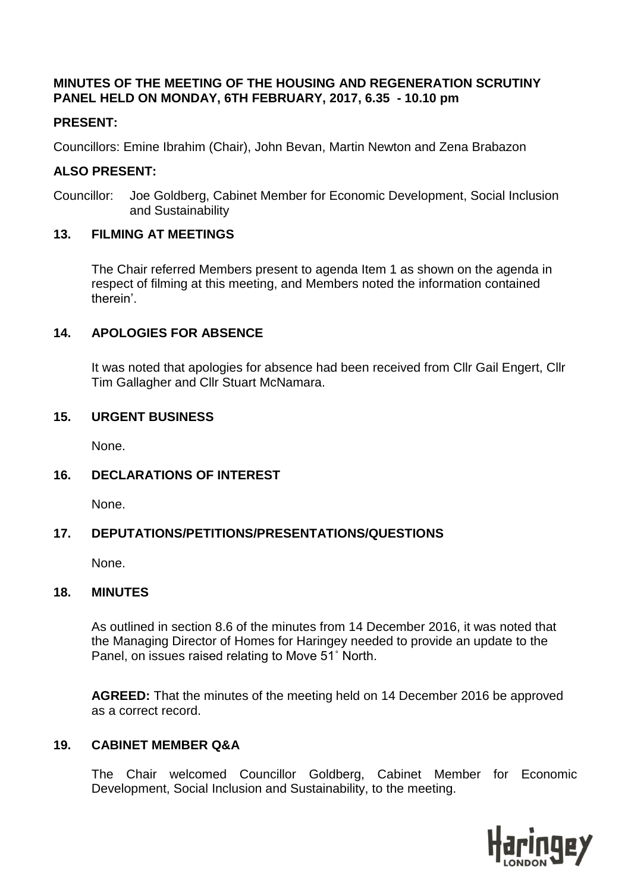**MINUTES OF THE MEETING OF THE HOUSING AND REGENERATION SCRUTINY PANEL HELD ON MONDAY, 6TH FEBRUARY, 2017, 6.35 - 10.10 pm**

**PRESENT:**

Councillors: Emine Ibrahim (Chair), John Bevan, Martin Newton and Zena Brabazon

**ALSO PRESENT:**

Councillor: Joe Goldberg, Cabinet Member for Economic Development, Social Inclusion and Sustainability

## 13. FILMING AT MEETINGS

The Chair referred Members present to agenda Item 1 as shown on the agenda in respect of filming at this meeting, and Members noted the information contained therein'.

## 14. APOLOGIES FOR ABSENCE

It was noted that apologies for absence had been received from Cllr Gail Engert, Cllr Tim Gallagher and Cllr Stuart McNamara.

## 15. URGENT BUSINESS

None.

## 16. DECLARATIONS OF INTEREST

None.

## 17. DEPUTATIONS/PETITIONS/PRESENTATIONS/QUESTIONS

None.

## 18. MINUTES

As outlined in section 8.6 of the minutes from 14 December 2016, it was noted that the Managing Director of Homes for Haringey needed to provide an update to the Panel, on issues raised relating to Move 51˚ North.

**AGREED:** That the minutes of the meeting held on 14 December 2016 be approved as a correct record.

## 19. CABINET MEMBER Q&A

The Chair welcomed Councillor Goldberg, Cabinet Member for Economic Development, Social Inclusion and Sustainability, to the meeting.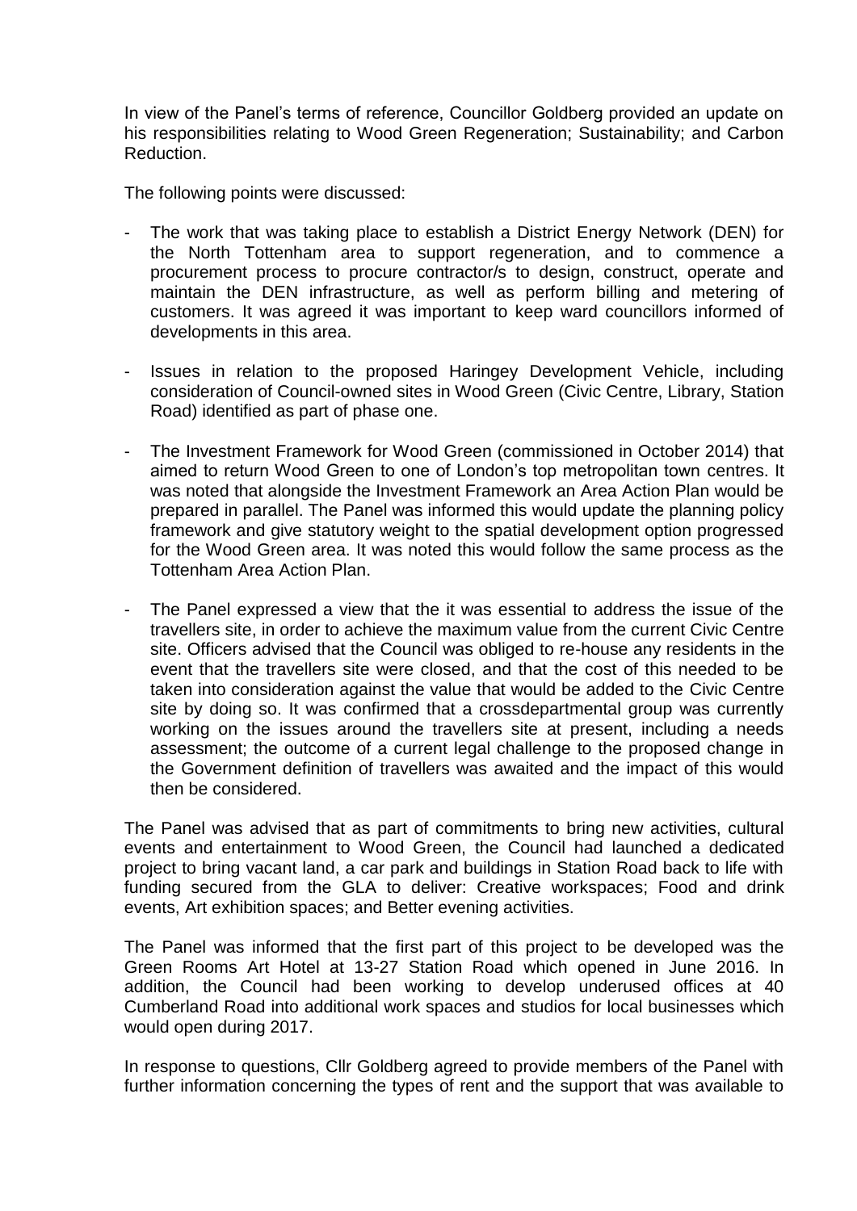In view of the Panel's terms of reference, Councillor Goldberg provided an update on his responsibilities relating to Wood Green Regeneration; Sustainability; and Carbon Reduction.

The following points were discussed:

- The work that was taking place to establish a District Energy Network (DEN) for the North Tottenham area to support regeneration, and to commence a procurement process to procure contractor/s to design, construct, operate and maintain the DEN infrastructure, as well as perform billing and metering of customers. It was agreed it was important to keep ward councillors informed of developments in this area.

- Issues in relation to the proposed Haringey Development Vehicle, including consideration of Council-owned sites in Wood Green (Civic Centre, Library, Station Road) identified as part of phase one.

- The Investment Framework for Wood Green (commissioned in October 2014) that aimed to return Wood Green to one of London's top metropolitan town centres. It was noted that alongside the Investment Framework an Area Action Plan would be prepared in parallel. The Panel was informed this would update the planning policy framework and give statutory weight to the spatial development option progressed for the Wood Green area. It was noted this would follow the same process as the Tottenham Area Action Plan.

- The Panel expressed a view that the it was essential to address the issue of the travellers site, in order to achieve the maximum value from the current Civic Centre site. Officers advised that the Council was obliged to re-house any residents in the event that the travellers site were closed, and that the cost of this needed to be taken into consideration against the value that would be added to the Civic Centre site by doing so. It was confirmed that a crossdepartmental group was currently working on the issues around the travellers site at present, including a needs assessment; the outcome of a current legal challenge to the proposed change in the Government definition of travellers was awaited and the impact of this would then be considered.

The Panel was advised that as part of commitments to bring new activities, cultural events and entertainment to Wood Green, the Council had launched a dedicated project to bring vacant land, a car park and buildings in Station Road back to life with funding secured from the GLA to deliver: Creative workspaces; Food and drink events, Art exhibition spaces; and Better evening activities.

The Panel was informed that the first part of this project to be developed was the Green Rooms Art Hotel at 13-27 Station Road which opened in June 2016. In addition, the Council had been working to develop underused offices at 40 Cumberland Road into additional work spaces and studios for local businesses which would open during 2017.

In response to questions, Cllr Goldberg agreed to provide members of the Panel with further information concerning the types of rent and the support that was available to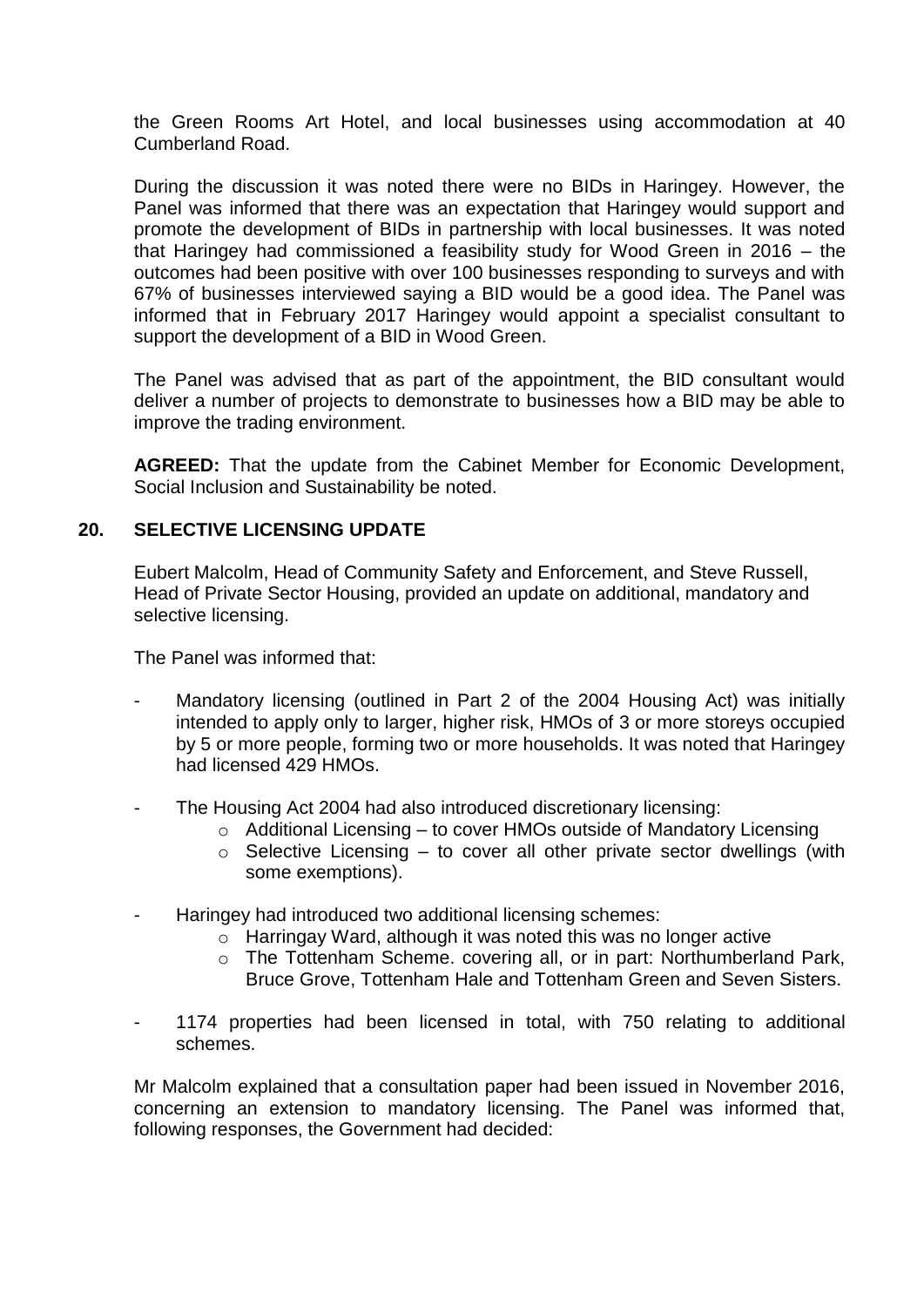the Green Rooms Art Hotel, and local businesses using accommodation at 40 Cumberland Road.

During the discussion it was noted there were no BIDs in Haringey. However, the Panel was informed that there was an expectation that Haringey would support and promote the development of BIDs in partnership with local businesses. It was noted that Haringey had commissioned a feasibility study for Wood Green in 2016 – the outcomes had been positive with over 100 businesses responding to surveys and with 67% of businesses interviewed saying a BID would be a good idea. The Panel was informed that in February 2017 Haringey would appoint a specialist consultant to support the development of a BID in Wood Green.

The Panel was advised that as part of the appointment, the BID consultant would deliver a number of projects to demonstrate to businesses how a BID may be able to improve the trading environment.

**AGREED:** That the update from the Cabinet Member for Economic Development, Social Inclusion and Sustainability be noted.

## 20. SELECTIVE LICENSING UPDATE

Eubert Malcolm, Head of Community Safety and Enforcement, and Steve Russell, Head of Private Sector Housing, provided an update on additional, mandatory and selective licensing.

The Panel was informed that:

- Mandatory licensing (outlined in Part 2 of the 2004 Housing Act) was initially intended to apply only to larger, higher risk, HMOs of 3 or more storeys occupied by 5 or more people, forming two or more households. It was noted that Haringey had licensed 429 HMOs.
- The Housing Act 2004 had also introduced discretionary licensing:
  - Additional Licensing – to cover HMOs outside of Mandatory Licensing
  - Selective Licensing – to cover all other private sector dwellings (with some exemptions).
- Haringey had introduced two additional licensing schemes:
  - Harringay Ward, although it was noted this was no longer active
  - The Tottenham Scheme. covering all, or in part: Northumberland Park, Bruce Grove, Tottenham Hale and Tottenham Green and Seven Sisters.
- 1174 properties had been licensed in total, with 750 relating to additional schemes.

Mr Malcolm explained that a consultation paper had been issued in November 2016, concerning an extension to mandatory licensing. The Panel was informed that, following responses, the Government had decided: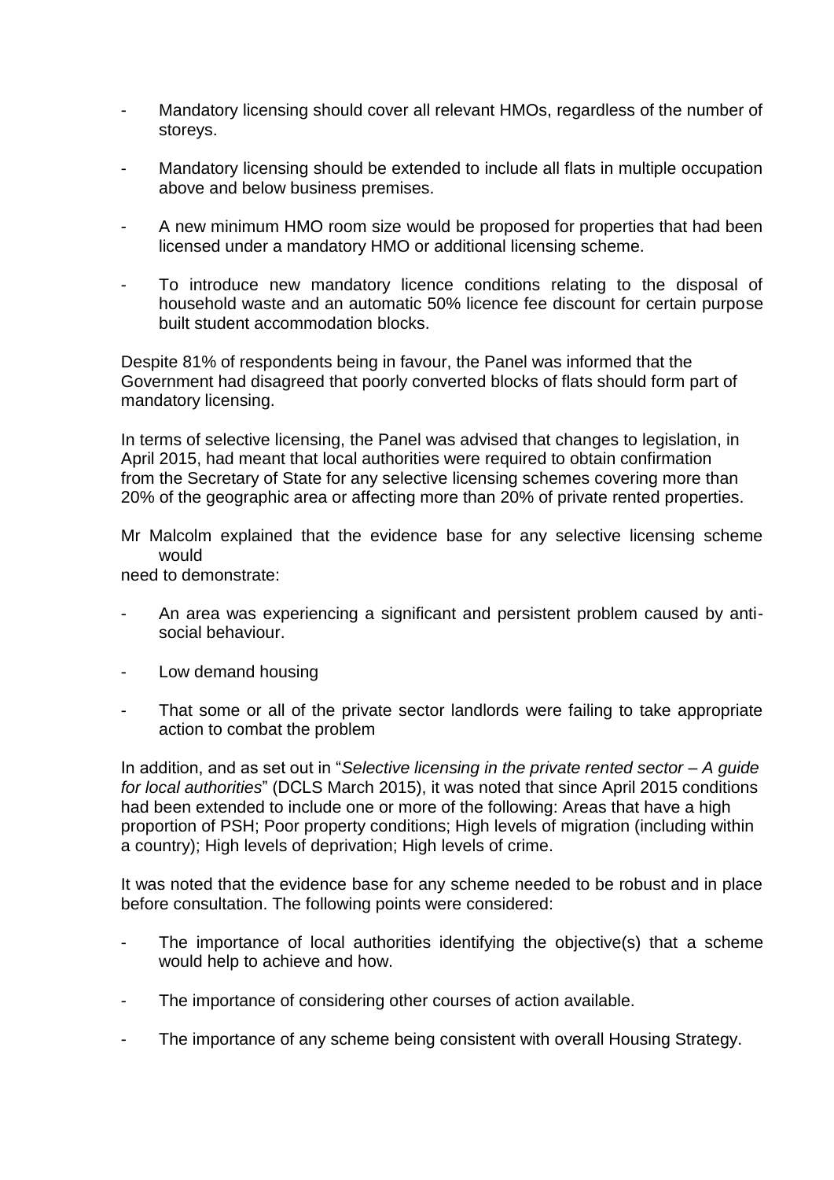- Mandatory licensing should cover all relevant HMOs, regardless of the number of storeys.

- Mandatory licensing should be extended to include all flats in multiple occupation above and below business premises.

- A new minimum HMO room size would be proposed for properties that had been licensed under a mandatory HMO or additional licensing scheme.

- To introduce new mandatory licence conditions relating to the disposal of household waste and an automatic 50% licence fee discount for certain purpose built student accommodation blocks.

Despite 81% of respondents being in favour, the Panel was informed that the Government had disagreed that poorly converted blocks of flats should form part of mandatory licensing.

In terms of selective licensing, the Panel was advised that changes to legislation, in April 2015, had meant that local authorities were required to obtain confirmation from the Secretary of State for any selective licensing schemes covering more than 20% of the geographic area or affecting more than 20% of private rented properties.

Mr Malcolm explained that the evidence base for any selective licensing scheme would need to demonstrate:

- An area was experiencing a significant and persistent problem caused by anti-social behaviour.

- Low demand housing

- That some or all of the private sector landlords were failing to take appropriate action to combat the problem

In addition, and as set out in "*Selective licensing in the private rented sector – A guide for local authorities*" (DCLS March 2015), it was noted that since April 2015 conditions had been extended to include one or more of the following: Areas that have a high proportion of PSH; Poor property conditions; High levels of migration (including within a country); High levels of deprivation; High levels of crime.

It was noted that the evidence base for any scheme needed to be robust and in place before consultation. The following points were considered:

- The importance of local authorities identifying the objective(s) that a scheme would help to achieve and how.

- The importance of considering other courses of action available.

- The importance of any scheme being consistent with overall Housing Strategy.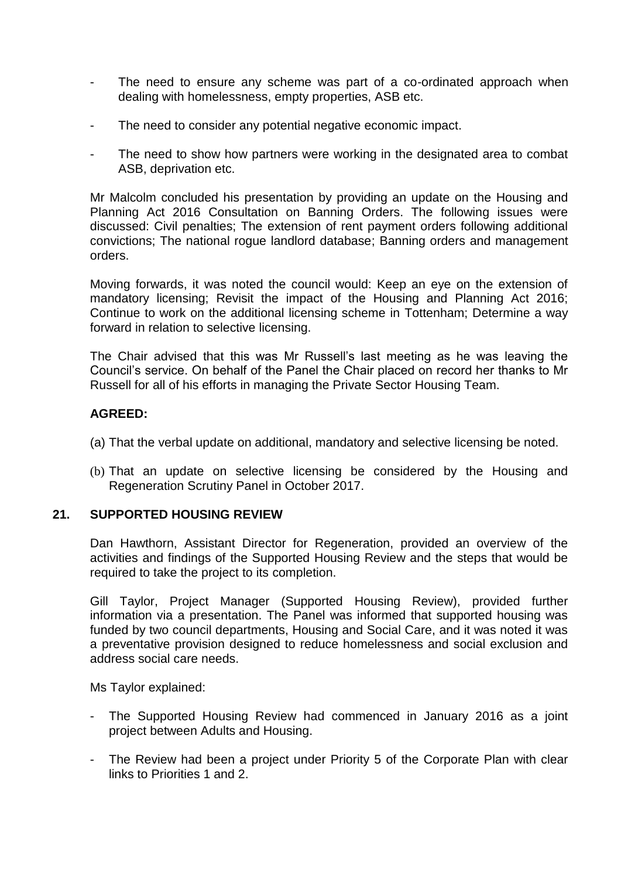- The need to ensure any scheme was part of a co-ordinated approach when dealing with homelessness, empty properties, ASB etc.

- The need to consider any potential negative economic impact.

- The need to show how partners were working in the designated area to combat ASB, deprivation etc.

Mr Malcolm concluded his presentation by providing an update on the Housing and Planning Act 2016 Consultation on Banning Orders. The following issues were discussed: Civil penalties; The extension of rent payment orders following additional convictions; The national rogue landlord database; Banning orders and management orders.

Moving forwards, it was noted the council would: Keep an eye on the extension of mandatory licensing; Revisit the impact of the Housing and Planning Act 2016; Continue to work on the additional licensing scheme in Tottenham; Determine a way forward in relation to selective licensing.

The Chair advised that this was Mr Russell's last meeting as he was leaving the Council's service. On behalf of the Panel the Chair placed on record her thanks to Mr Russell for all of his efforts in managing the Private Sector Housing Team.

**AGREED:**

(a) That the verbal update on additional, mandatory and selective licensing be noted.

(b) That an update on selective licensing be considered by the Housing and Regeneration Scrutiny Panel in October 2017.

## 21. SUPPORTED HOUSING REVIEW

Dan Hawthorn, Assistant Director for Regeneration, provided an overview of the activities and findings of the Supported Housing Review and the steps that would be required to take the project to its completion.

Gill Taylor, Project Manager (Supported Housing Review), provided further information via a presentation. The Panel was informed that supported housing was funded by two council departments, Housing and Social Care, and it was noted it was a preventative provision designed to reduce homelessness and social exclusion and address social care needs.

Ms Taylor explained:

- The Supported Housing Review had commenced in January 2016 as a joint project between Adults and Housing.

- The Review had been a project under Priority 5 of the Corporate Plan with clear links to Priorities 1 and 2.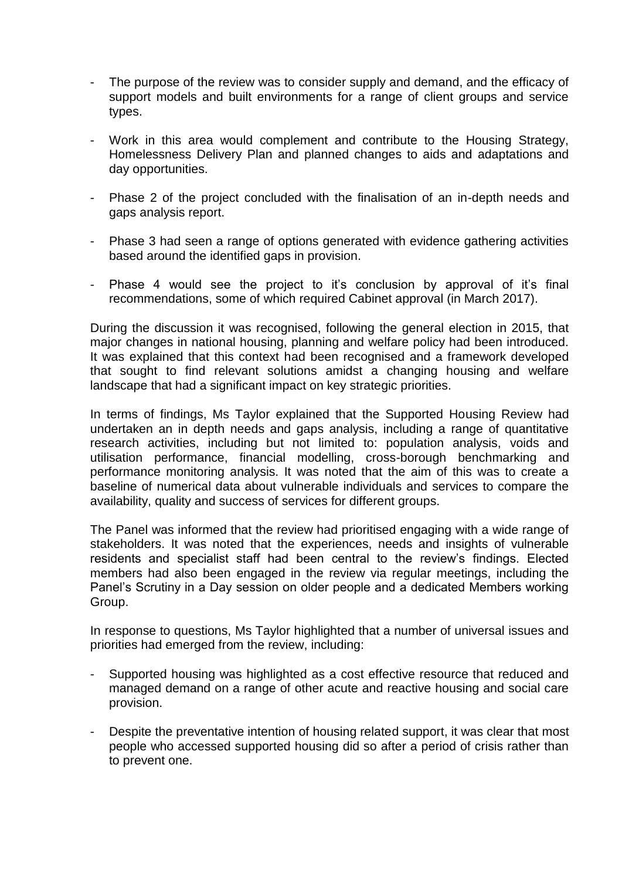- The purpose of the review was to consider supply and demand, and the efficacy of support models and built environments for a range of client groups and service types.

- Work in this area would complement and contribute to the Housing Strategy, Homelessness Delivery Plan and planned changes to aids and adaptations and day opportunities.

- Phase 2 of the project concluded with the finalisation of an in-depth needs and gaps analysis report.

- Phase 3 had seen a range of options generated with evidence gathering activities based around the identified gaps in provision.

- Phase 4 would see the project to it's conclusion by approval of it's final recommendations, some of which required Cabinet approval (in March 2017).

During the discussion it was recognised, following the general election in 2015, that major changes in national housing, planning and welfare policy had been introduced. It was explained that this context had been recognised and a framework developed that sought to find relevant solutions amidst a changing housing and welfare landscape that had a significant impact on key strategic priorities.

In terms of findings, Ms Taylor explained that the Supported Housing Review had undertaken an in depth needs and gaps analysis, including a range of quantitative research activities, including but not limited to: population analysis, voids and utilisation performance, financial modelling, cross-borough benchmarking and performance monitoring analysis. It was noted that the aim of this was to create a baseline of numerical data about vulnerable individuals and services to compare the availability, quality and success of services for different groups.

The Panel was informed that the review had prioritised engaging with a wide range of stakeholders. It was noted that the experiences, needs and insights of vulnerable residents and specialist staff had been central to the review's findings. Elected members had also been engaged in the review via regular meetings, including the Panel's Scrutiny in a Day session on older people and a dedicated Members working Group.

In response to questions, Ms Taylor highlighted that a number of universal issues and priorities had emerged from the review, including:

- Supported housing was highlighted as a cost effective resource that reduced and managed demand on a range of other acute and reactive housing and social care provision.

- Despite the preventative intention of housing related support, it was clear that most people who accessed supported housing did so after a period of crisis rather than to prevent one.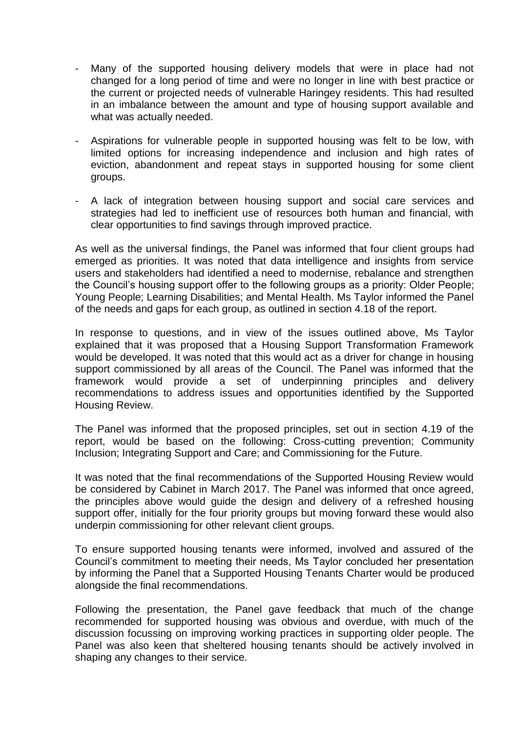- Many of the supported housing delivery models that were in place had not changed for a long period of time and were no longer in line with best practice or the current or projected needs of vulnerable Haringey residents. This had resulted in an imbalance between the amount and type of housing support available and what was actually needed.

- Aspirations for vulnerable people in supported housing was felt to be low, with limited options for increasing independence and inclusion and high rates of eviction, abandonment and repeat stays in supported housing for some client groups.

- A lack of integration between housing support and social care services and strategies had led to inefficient use of resources both human and financial, with clear opportunities to find savings through improved practice.

As well as the universal findings, the Panel was informed that four client groups had emerged as priorities. It was noted that data intelligence and insights from service users and stakeholders had identified a need to modernise, rebalance and strengthen the Council's housing support offer to the following groups as a priority: Older People; Young People; Learning Disabilities; and Mental Health. Ms Taylor informed the Panel of the needs and gaps for each group, as outlined in section 4.18 of the report.

In response to questions, and in view of the issues outlined above, Ms Taylor explained that it was proposed that a Housing Support Transformation Framework would be developed. It was noted that this would act as a driver for change in housing support commissioned by all areas of the Council. The Panel was informed that the framework would provide a set of underpinning principles and delivery recommendations to address issues and opportunities identified by the Supported Housing Review.

The Panel was informed that the proposed principles, set out in section 4.19 of the report, would be based on the following: Cross-cutting prevention; Community Inclusion; Integrating Support and Care; and Commissioning for the Future.

It was noted that the final recommendations of the Supported Housing Review would be considered by Cabinet in March 2017. The Panel was informed that once agreed, the principles above would guide the design and delivery of a refreshed housing support offer, initially for the four priority groups but moving forward these would also underpin commissioning for other relevant client groups.

To ensure supported housing tenants were informed, involved and assured of the Council's commitment to meeting their needs, Ms Taylor concluded her presentation by informing the Panel that a Supported Housing Tenants Charter would be produced alongside the final recommendations.

Following the presentation, the Panel gave feedback that much of the change recommended for supported housing was obvious and overdue, with much of the discussion focussing on improving working practices in supporting older people. The Panel was also keen that sheltered housing tenants should be actively involved in shaping any changes to their service.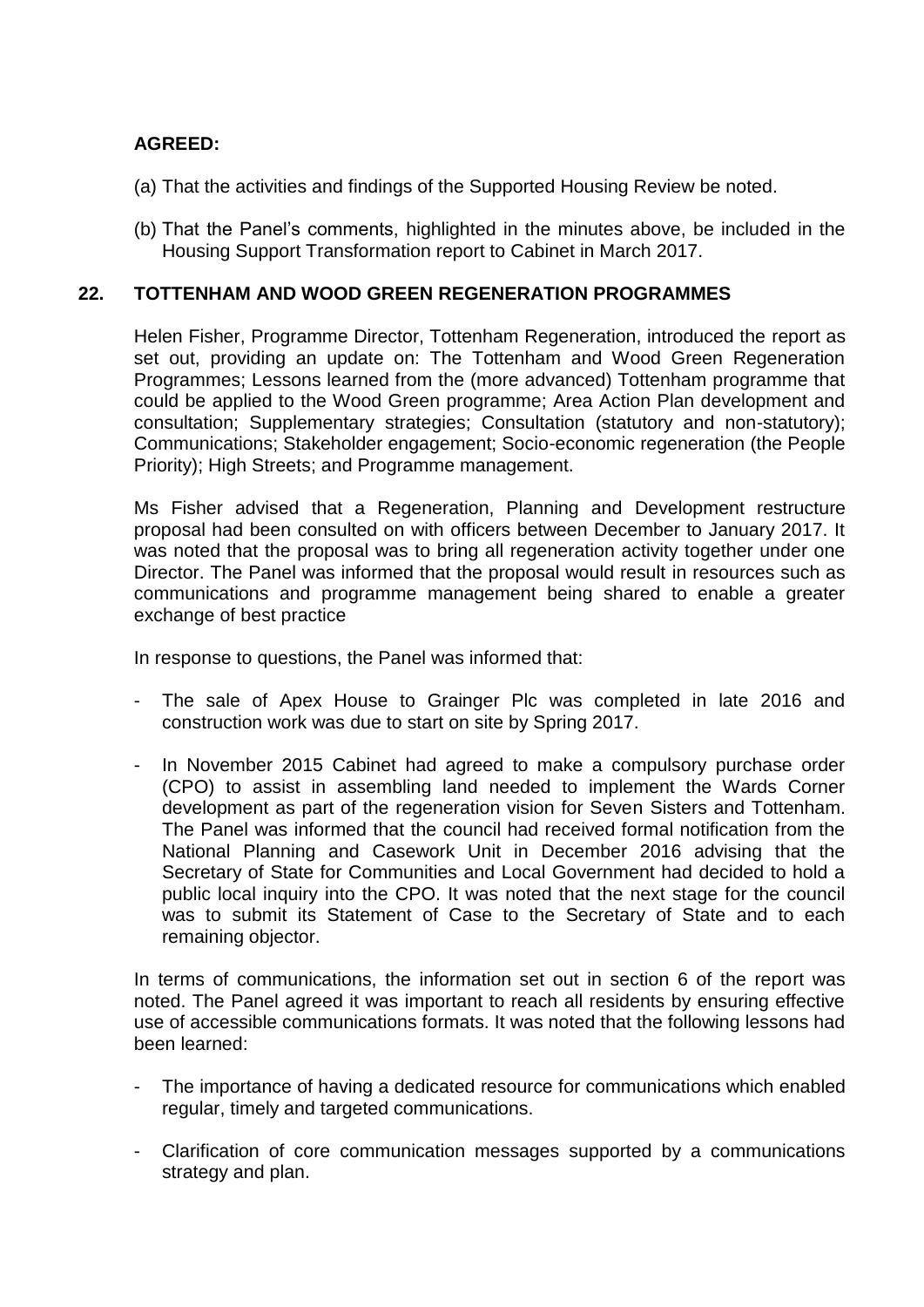**AGREED:**

(a) That the activities and findings of the Supported Housing Review be noted.

(b) That the Panel's comments, highlighted in the minutes above, be included in the Housing Support Transformation report to Cabinet in March 2017.

## 22. TOTTENHAM AND WOOD GREEN REGENERATION PROGRAMMES

Helen Fisher, Programme Director, Tottenham Regeneration, introduced the report as set out, providing an update on: The Tottenham and Wood Green Regeneration Programmes; Lessons learned from the (more advanced) Tottenham programme that could be applied to the Wood Green programme; Area Action Plan development and consultation; Supplementary strategies; Consultation (statutory and non-statutory); Communications; Stakeholder engagement; Socio-economic regeneration (the People Priority); High Streets; and Programme management.

Ms Fisher advised that a Regeneration, Planning and Development restructure proposal had been consulted on with officers between December to January 2017. It was noted that the proposal was to bring all regeneration activity together under one Director. The Panel was informed that the proposal would result in resources such as communications and programme management being shared to enable a greater exchange of best practice

In response to questions, the Panel was informed that:

- The sale of Apex House to Grainger Plc was completed in late 2016 and construction work was due to start on site by Spring 2017.
- In November 2015 Cabinet had agreed to make a compulsory purchase order (CPO) to assist in assembling land needed to implement the Wards Corner development as part of the regeneration vision for Seven Sisters and Tottenham. The Panel was informed that the council had received formal notification from the National Planning and Casework Unit in December 2016 advising that the Secretary of State for Communities and Local Government had decided to hold a public local inquiry into the CPO. It was noted that the next stage for the council was to submit its Statement of Case to the Secretary of State and to each remaining objector.

In terms of communications, the information set out in section 6 of the report was noted. The Panel agreed it was important to reach all residents by ensuring effective use of accessible communications formats. It was noted that the following lessons had been learned:

- The importance of having a dedicated resource for communications which enabled regular, timely and targeted communications.
- Clarification of core communication messages supported by a communications strategy and plan.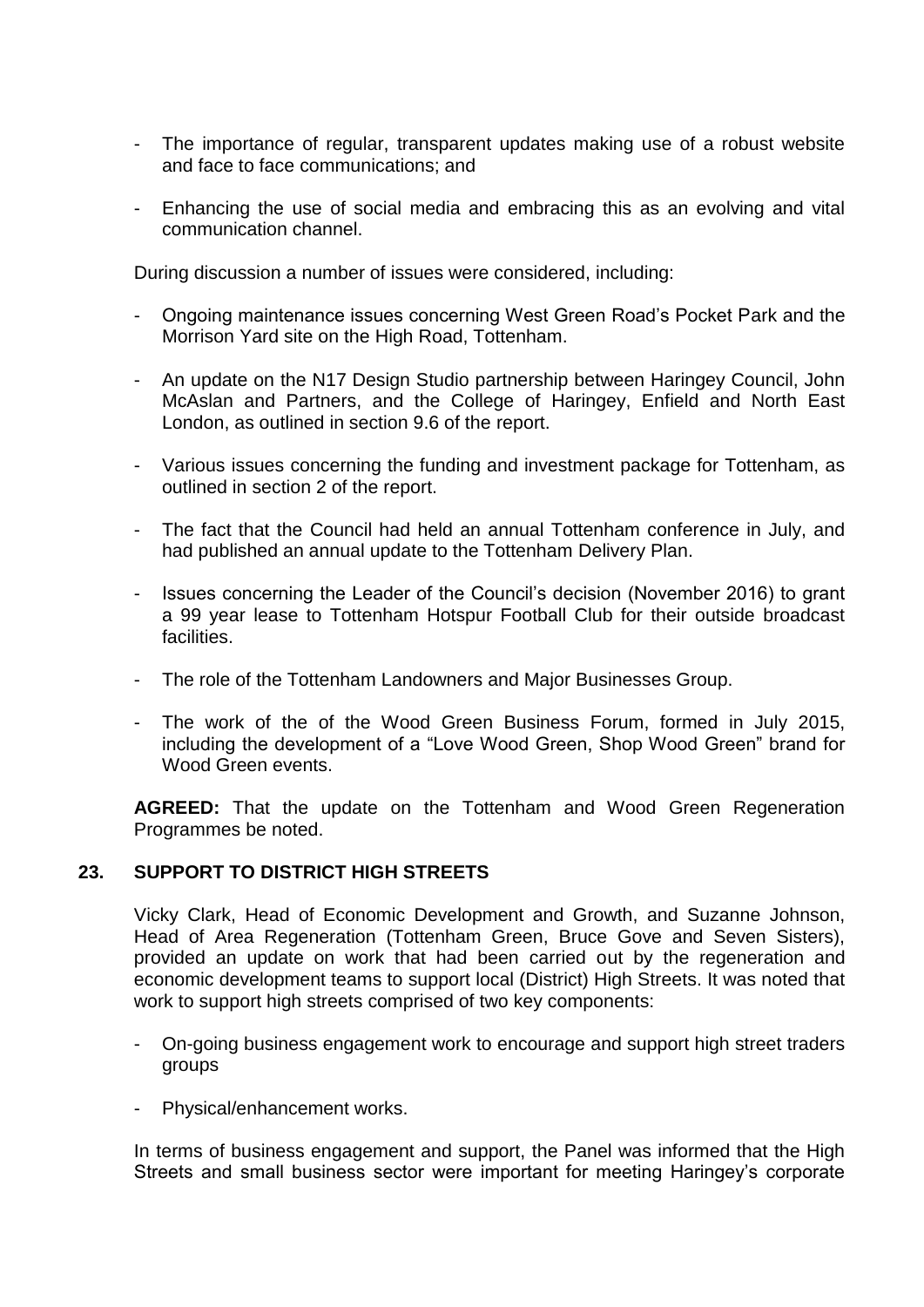- The importance of regular, transparent updates making use of a robust website and face to face communications; and

- Enhancing the use of social media and embracing this as an evolving and vital communication channel.

During discussion a number of issues were considered, including:

- Ongoing maintenance issues concerning West Green Road's Pocket Park and the Morrison Yard site on the High Road, Tottenham.

- An update on the N17 Design Studio partnership between Haringey Council, John McAslan and Partners, and the College of Haringey, Enfield and North East London, as outlined in section 9.6 of the report.

- Various issues concerning the funding and investment package for Tottenham, as outlined in section 2 of the report.

- The fact that the Council had held an annual Tottenham conference in July, and had published an annual update to the Tottenham Delivery Plan.

- Issues concerning the Leader of the Council's decision (November 2016) to grant a 99 year lease to Tottenham Hotspur Football Club for their outside broadcast facilities.

- The role of the Tottenham Landowners and Major Businesses Group.

- The work of the of the Wood Green Business Forum, formed in July 2015, including the development of a "Love Wood Green, Shop Wood Green" brand for Wood Green events.

**AGREED:** That the update on the Tottenham and Wood Green Regeneration Programmes be noted.

## 23. SUPPORT TO DISTRICT HIGH STREETS

Vicky Clark, Head of Economic Development and Growth, and Suzanne Johnson, Head of Area Regeneration (Tottenham Green, Bruce Gove and Seven Sisters), provided an update on work that had been carried out by the regeneration and economic development teams to support local (District) High Streets. It was noted that work to support high streets comprised of two key components:

- On-going business engagement work to encourage and support high street traders groups

- Physical/enhancement works.

In terms of business engagement and support, the Panel was informed that the High Streets and small business sector were important for meeting Haringey's corporate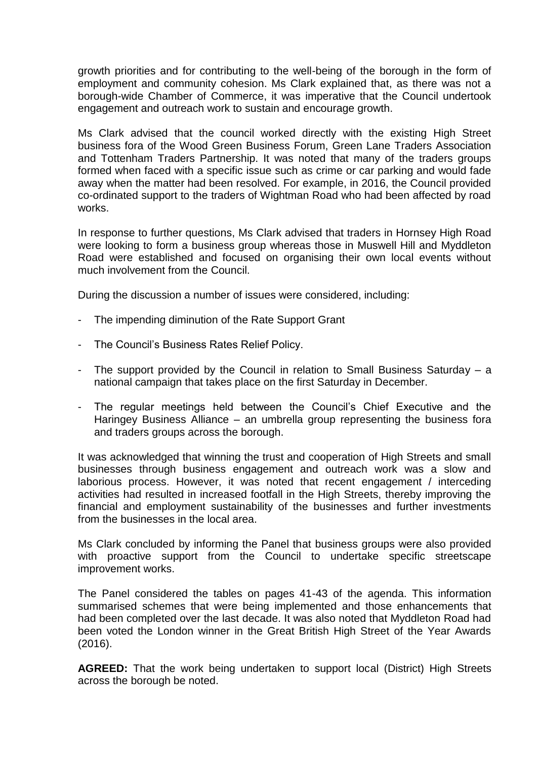growth priorities and for contributing to the well-being of the borough in the form of employment and community cohesion. Ms Clark explained that, as there was not a borough-wide Chamber of Commerce, it was imperative that the Council undertook engagement and outreach work to sustain and encourage growth.

Ms Clark advised that the council worked directly with the existing High Street business fora of the Wood Green Business Forum, Green Lane Traders Association and Tottenham Traders Partnership. It was noted that many of the traders groups formed when faced with a specific issue such as crime or car parking and would fade away when the matter had been resolved. For example, in 2016, the Council provided co-ordinated support to the traders of Wightman Road who had been affected by road works.

In response to further questions, Ms Clark advised that traders in Hornsey High Road were looking to form a business group whereas those in Muswell Hill and Myddleton Road were established and focused on organising their own local events without much involvement from the Council.

During the discussion a number of issues were considered, including:

- The impending diminution of the Rate Support Grant
- The Council's Business Rates Relief Policy.
- The support provided by the Council in relation to Small Business Saturday – a national campaign that takes place on the first Saturday in December.
- The regular meetings held between the Council's Chief Executive and the Haringey Business Alliance – an umbrella group representing the business fora and traders groups across the borough.

It was acknowledged that winning the trust and cooperation of High Streets and small businesses through business engagement and outreach work was a slow and laborious process. However, it was noted that recent engagement / interceding activities had resulted in increased footfall in the High Streets, thereby improving the financial and employment sustainability of the businesses and further investments from the businesses in the local area.

Ms Clark concluded by informing the Panel that business groups were also provided with proactive support from the Council to undertake specific streetscape improvement works.

The Panel considered the tables on pages 41-43 of the agenda. This information summarised schemes that were being implemented and those enhancements that had been completed over the last decade. It was also noted that Myddleton Road had been voted the London winner in the Great British High Street of the Year Awards (2016).

**AGREED:** That the work being undertaken to support local (District) High Streets across the borough be noted.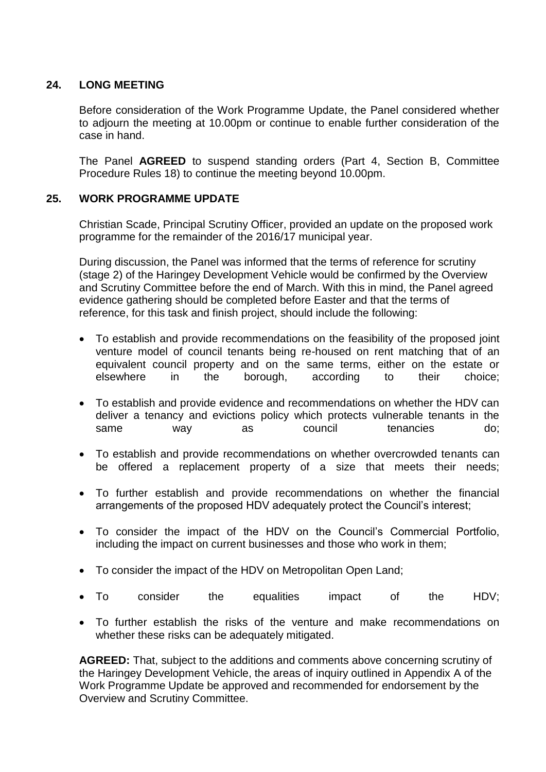## 24. LONG MEETING

Before consideration of the Work Programme Update, the Panel considered whether to adjourn the meeting at 10.00pm or continue to enable further consideration of the case in hand.

The Panel **AGREED** to suspend standing orders (Part 4, Section B, Committee Procedure Rules 18) to continue the meeting beyond 10.00pm.

## 25. WORK PROGRAMME UPDATE

Christian Scade, Principal Scrutiny Officer, provided an update on the proposed work programme for the remainder of the 2016/17 municipal year.

During discussion, the Panel was informed that the terms of reference for scrutiny (stage 2) of the Haringey Development Vehicle would be confirmed by the Overview and Scrutiny Committee before the end of March. With this in mind, the Panel agreed evidence gathering should be completed before Easter and that the terms of reference, for this task and finish project, should include the following:

- To establish and provide recommendations on the feasibility of the proposed joint venture model of council tenants being re-housed on rent matching that of an equivalent council property and on the same terms, either on the estate or elsewhere in the borough, according to their choice;
- To establish and provide evidence and recommendations on whether the HDV can deliver a tenancy and evictions policy which protects vulnerable tenants in the same way as council tenancies do;
- To establish and provide recommendations on whether overcrowded tenants can be offered a replacement property of a size that meets their needs;
- To further establish and provide recommendations on whether the financial arrangements of the proposed HDV adequately protect the Council's interest;
- To consider the impact of the HDV on the Council's Commercial Portfolio, including the impact on current businesses and those who work in them;
- To consider the impact of the HDV on Metropolitan Open Land;
- To consider the equalities impact of the HDV;
- To further establish the risks of the venture and make recommendations on whether these risks can be adequately mitigated.

**AGREED:** That, subject to the additions and comments above concerning scrutiny of the Haringey Development Vehicle, the areas of inquiry outlined in Appendix A of the Work Programme Update be approved and recommended for endorsement by the Overview and Scrutiny Committee.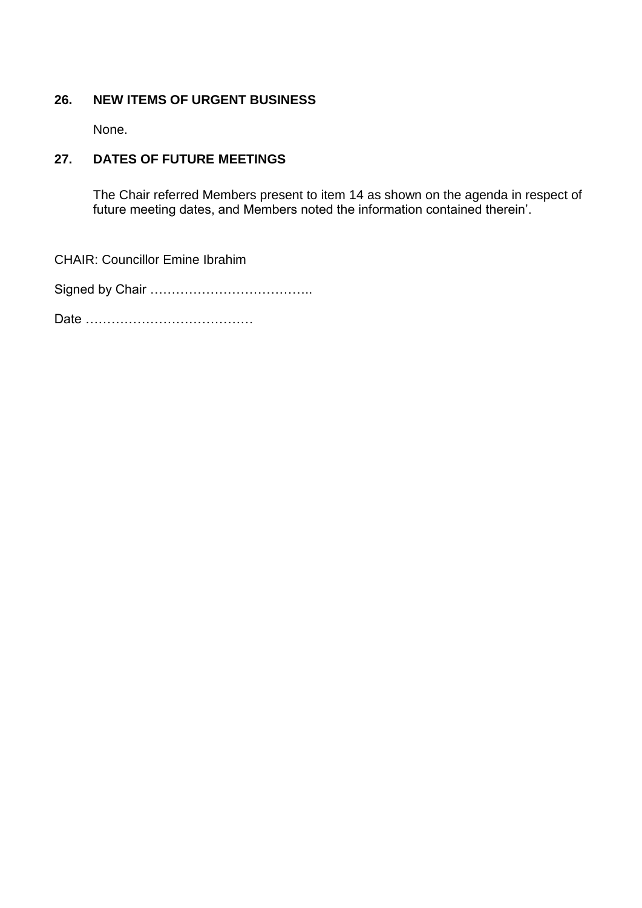## 26. NEW ITEMS OF URGENT BUSINESS

None.

## 27. DATES OF FUTURE MEETINGS

The Chair referred Members present to item 14 as shown on the agenda in respect of future meeting dates, and Members noted the information contained therein'.

CHAIR: Councillor Emine Ibrahim

Signed by Chair ………………………………..

Date …………………………………